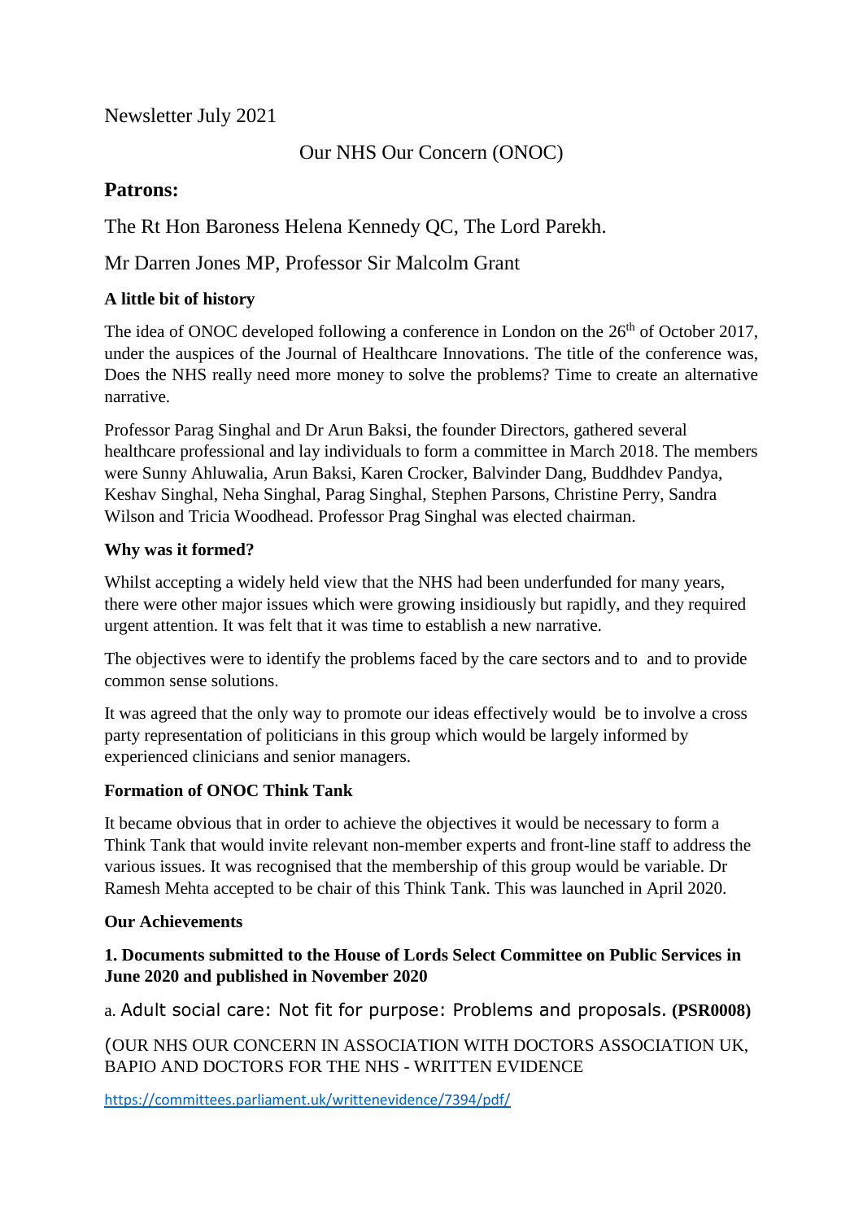Newsletter July 2021

Our NHS Our Concern (ONOC)

## Patrons:

The Rt Hon Baroness Helena Kennedy QC, The Lord Parekh.

Mr Darren Jones MP, Professor Sir Malcolm Grant

### A little bit of history

The idea of ONOC developed following a conference in London on the 26th of October 2017, under the auspices of the Journal of Healthcare Innovations. The title of the conference was, Does the NHS really need more money to solve the problems? Time to create an alternative narrative.

Professor Parag Singhal and Dr Arun Baksi, the founder Directors, gathered several healthcare professional and lay individuals to form a committee in March 2018. The members were Sunny Ahluwalia, Arun Baksi, Karen Crocker, Balvinder Dang, Buddhdev Pandya, Keshav Singhal, Neha Singhal, Parag Singhal, Stephen Parsons, Christine Perry, Sandra Wilson and Tricia Woodhead. Professor Prag Singhal was elected chairman.

### Why was it formed?

Whilst accepting a widely held view that the NHS had been underfunded for many years, there were other major issues which were growing insidiously but rapidly, and they required urgent attention. It was felt that it was time to establish a new narrative.

The objectives were to identify the problems faced by the care sectors and to and to provide common sense solutions.

It was agreed that the only way to promote our ideas effectively would be to involve a cross party representation of politicians in this group which would be largely informed by experienced clinicians and senior managers.

### Formation of ONOC Think Tank

It became obvious that in order to achieve the objectives it would be necessary to form a Think Tank that would invite relevant non-member experts and front-line staff to address the various issues. It was recognised that the membership of this group would be variable. Dr Ramesh Mehta accepted to be chair of this Think Tank. This was launched in April 2020.

### Our Achievements

**1. Documents submitted to the House of Lords Select Committee on Public Services in June 2020 and published in November 2020**

a. Adult social care: Not fit for purpose: Problems and proposals. **(PSR0008)**

(OUR NHS OUR CONCERN IN ASSOCIATION WITH DOCTORS ASSOCIATION UK, BAPIO AND DOCTORS FOR THE NHS - WRITTEN EVIDENCE

https://committees.parliament.uk/writtenevidence/7394/pdf/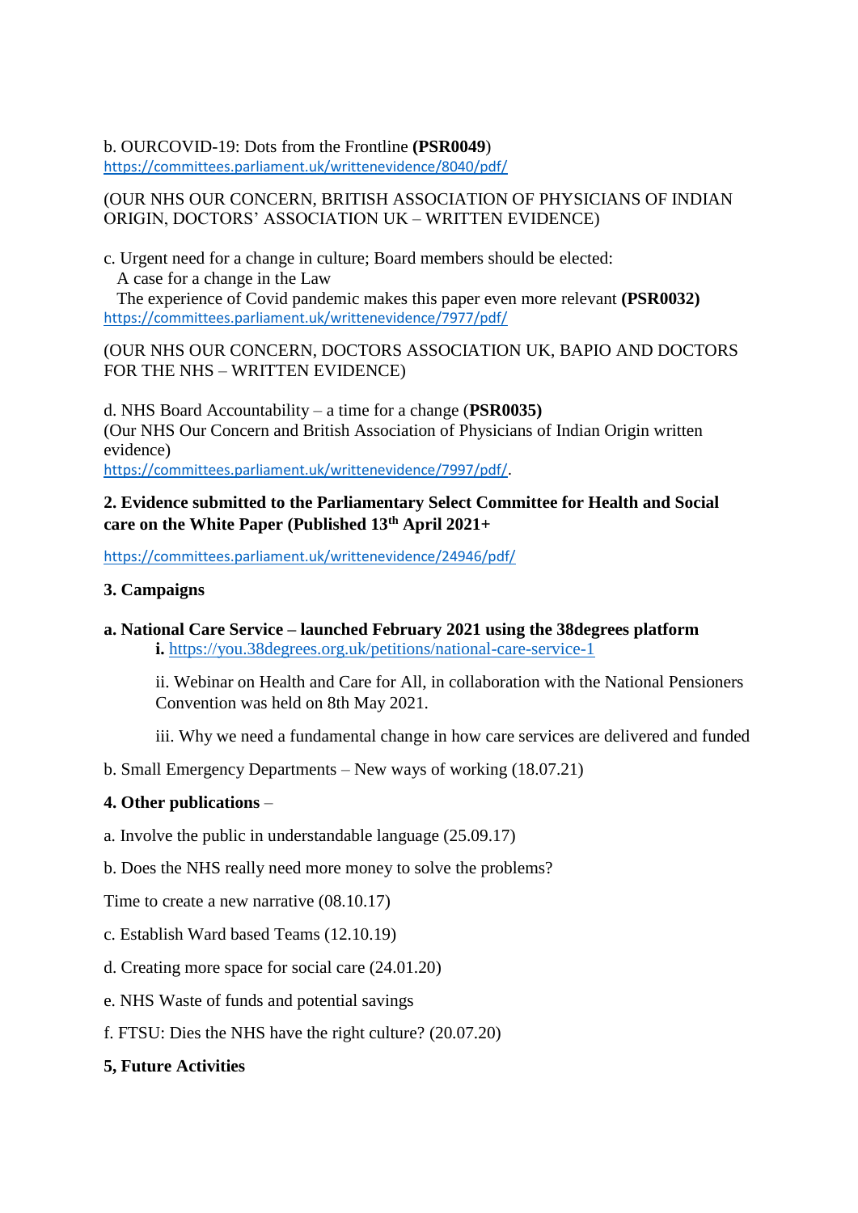b. OURCOVID-19: Dots from the Frontline **(PSR0049**)
https://committees.parliament.uk/writtenevidence/8040/pdf/

(OUR NHS OUR CONCERN, BRITISH ASSOCIATION OF PHYSICIANS OF INDIAN ORIGIN, DOCTORS' ASSOCIATION UK – WRITTEN EVIDENCE)

c. Urgent need for a change in culture; Board members should be elected:
A case for a change in the Law
The experience of Covid pandemic makes this paper even more relevant **(PSR0032)**
https://committees.parliament.uk/writtenevidence/7977/pdf/

(OUR NHS OUR CONCERN, DOCTORS ASSOCIATION UK, BAPIO AND DOCTORS FOR THE NHS – WRITTEN EVIDENCE)

d. NHS Board Accountability – a time for a change (**PSR0035)**
(Our NHS Our Concern and British Association of Physicians of Indian Origin written evidence)
https://committees.parliament.uk/writtenevidence/7997/pdf/.

**2. Evidence submitted to the Parliamentary Select Committee for Health and Social care on the White Paper (Published 13th April 2021+**

https://committees.parliament.uk/writtenevidence/24946/pdf/

**3. Campaigns**

**a. National Care Service – launched February 2021 using the 38degrees platform**

**i.** https://you.38degrees.org.uk/petitions/national-care-service-1

ii. Webinar on Health and Care for All, in collaboration with the National Pensioners Convention was held on 8th May 2021.

iii. Why we need a fundamental change in how care services are delivered and funded

b. Small Emergency Departments – New ways of working (18.07.21)

**4. Other publications** –

a. Involve the public in understandable language (25.09.17)

b. Does the NHS really need more money to solve the problems?

Time to create a new narrative (08.10.17)

c. Establish Ward based Teams (12.10.19)

d. Creating more space for social care (24.01.20)

e. NHS Waste of funds and potential savings

f. FTSU: Dies the NHS have the right culture? (20.07.20)

**5, Future Activities**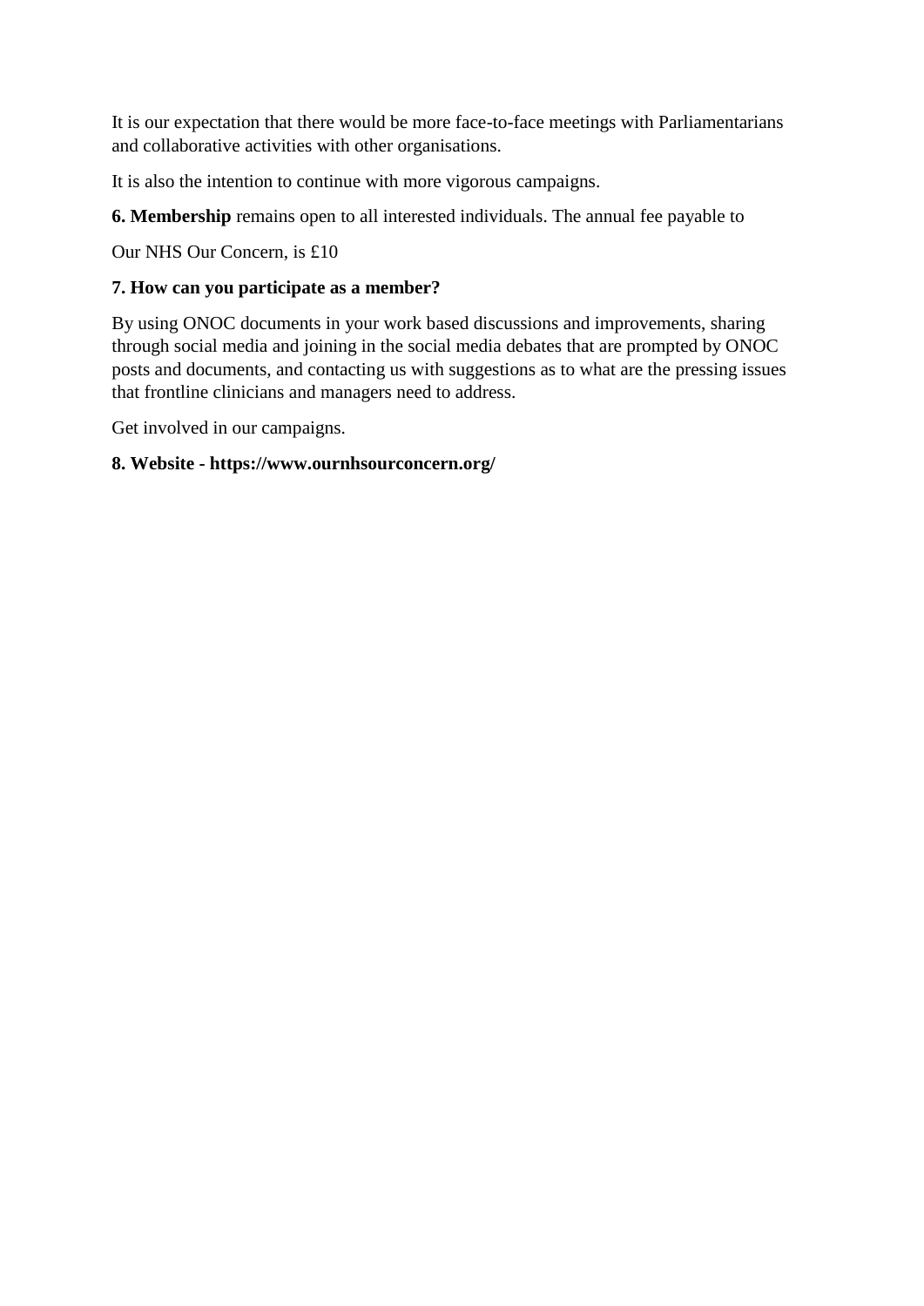It is our expectation that there would be more face-to-face meetings with Parliamentarians and collaborative activities with other organisations.

It is also the intention to continue with more vigorous campaigns.

**6. Membership** remains open to all interested individuals. The annual fee payable to

Our NHS Our Concern, is £10

**7. How can you participate as a member?**

By using ONOC documents in your work based discussions and improvements, sharing through social media and joining in the social media debates that are prompted by ONOC posts and documents, and contacting us with suggestions as to what are the pressing issues that frontline clinicians and managers need to address.

Get involved in our campaigns.

**8. Website - https://www.ournhsourconcern.org/**